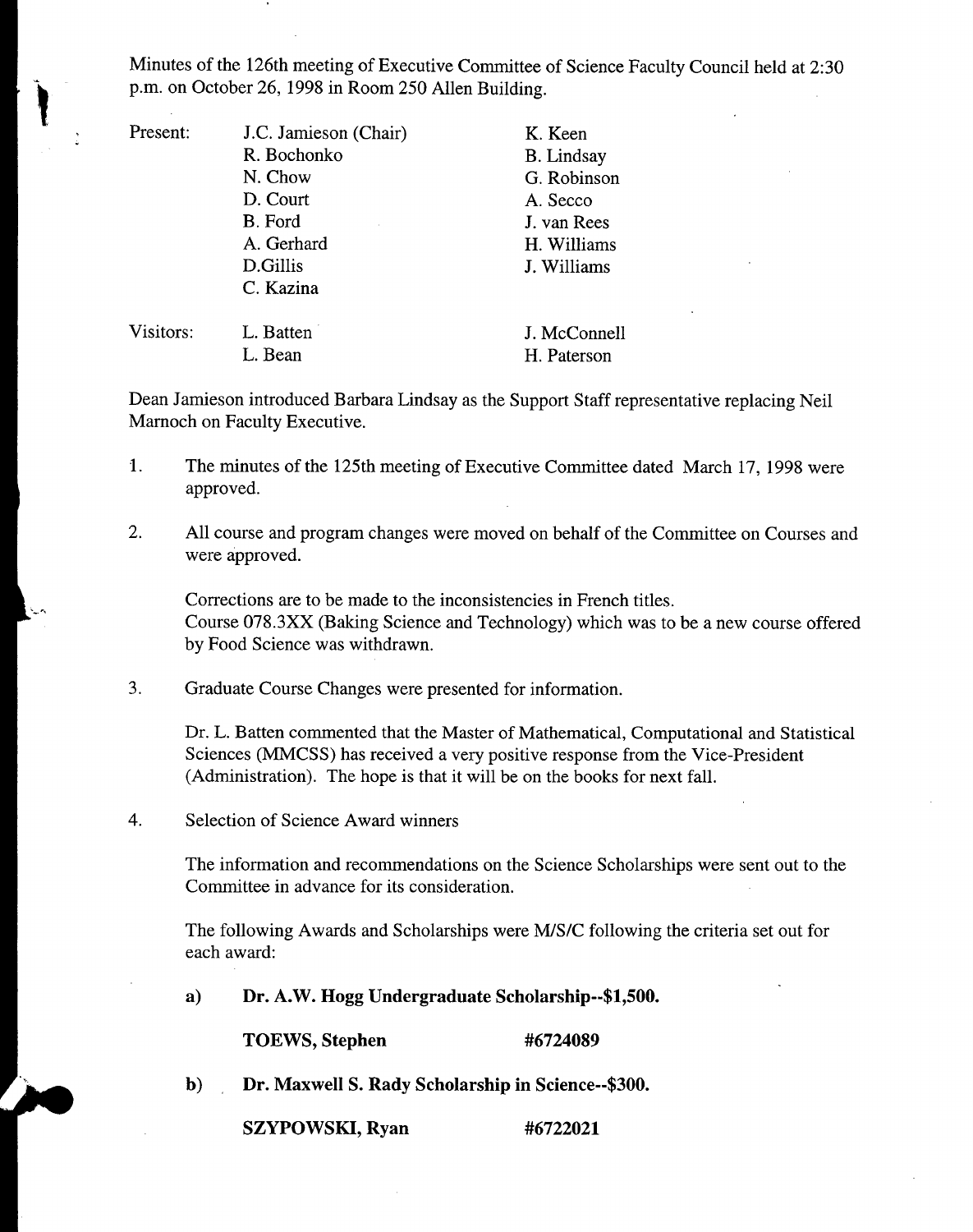Minutes of the 126th meeting of Executive Committee of Science Faculty Council held at 2:30 p.m. on October 26, 1998 in Room 250 Allen Building.

| | | |
|---|---|---|
| Present: | J.C. Jamieson (Chair) | K. Keen |
| | R. Bochonko | B. Lindsay |
| | N. Chow | G. Robinson |
| | D. Court | A. Secco |
| | B. Ford | J. van Rees |
| | A. Gerhard | H. Williams |
| | D.Gillis | J. Williams |
| | C. Kazina | |
| Visitors: | L. Batten | J. McConnell |
| | L. Bean | H. Paterson |

Dean Jamieson introduced Barbara Lindsay as the Support Staff representative replacing Neil Marnoch on Faculty Executive.

1. The minutes of the 125th meeting of Executive Committee dated March 17, 1998 were approved.

2. All course and program changes were moved on behalf of the Committee on Courses and were approved.

   Corrections are to be made to the inconsistencies in French titles.
   Course 078.3XX (Baking Science and Technology) which was to be a new course offered by Food Science was withdrawn.

3. Graduate Course Changes were presented for information.

   Dr. L. Batten commented that the Master of Mathematical, Computational and Statistical Sciences (MMCSS) has received a very positive response from the Vice-President (Administration). The hope is that it will be on the books for next fall.

4. Selection of Science Award winners

   The information and recommendations on the Science Scholarships were sent out to the Committee in advance for its consideration.

   The following Awards and Scholarships were M/S/C following the criteria set out for each award:

   a) **Dr. A.W. Hogg Undergraduate Scholarship--$1,500.**

      **TOEWS, Stephen** **#6724089**

   b) **Dr. Maxwell S. Rady Scholarship in Science--$300.**

      **SZYPOWSKI, Ryan** **#6722021**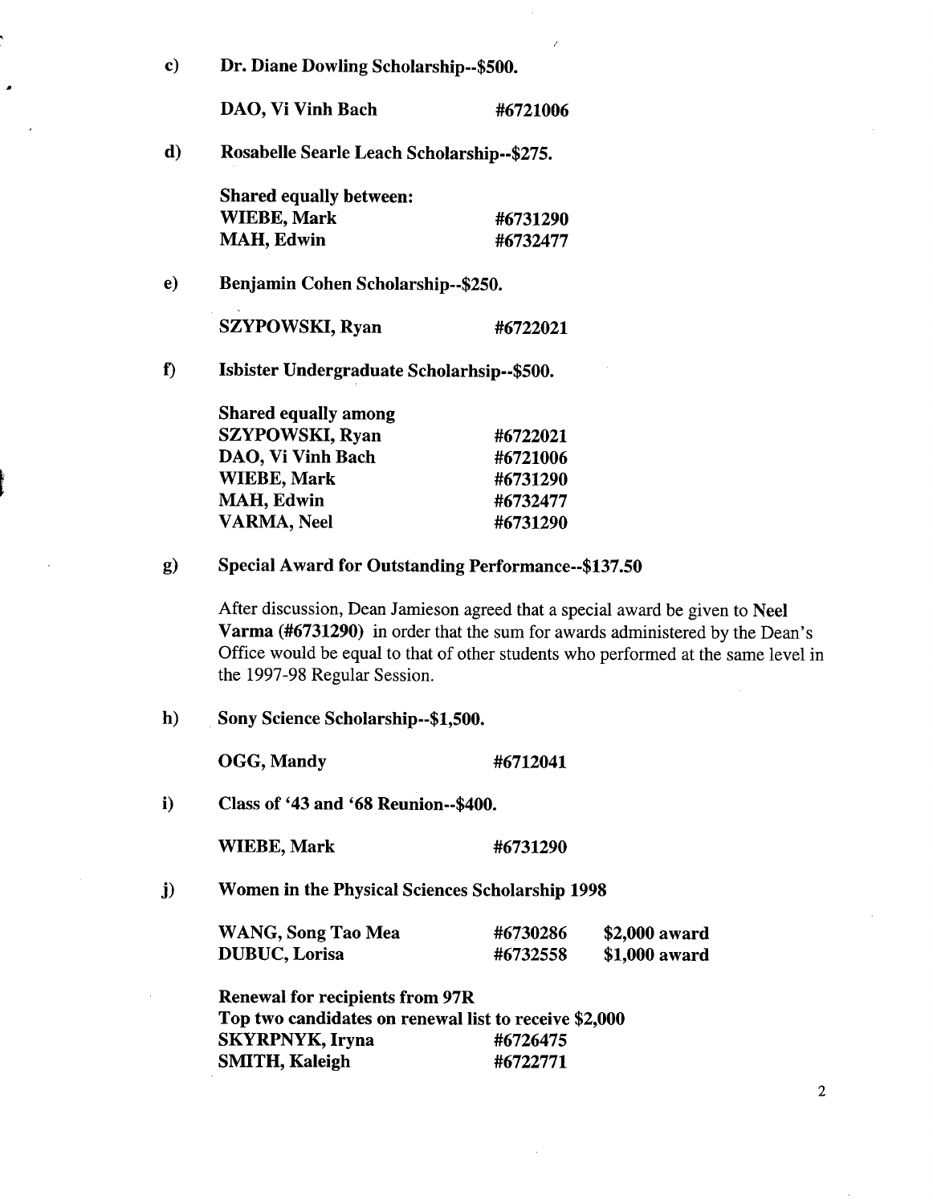c) **Dr. Diane Dowling Scholarship--$500.**

| | |
|---|---|
| **DAO, Vi Vinh Bach** | **#6721006** |

d) **Rosabelle Searle Leach Scholarship--$275.**

**Shared equally between:**

| | |
|---|---|
| **WIEBE, Mark** | **#6731290** |
| **MAH, Edwin** | **#6732477** |

e) **Benjamin Cohen Scholarship--$250.**

| | |
|---|---|
| **SZYPOWSKI, Ryan** | **#6722021** |

f) **Isbister Undergraduate Scholarhsip--$500.**

**Shared equally among**

| | |
|---|---|
| **SZYPOWSKI, Ryan** | **#6722021** |
| **DAO, Vi Vinh Bach** | **#6721006** |
| **WIEBE, Mark** | **#6731290** |
| **MAH, Edwin** | **#6732477** |
| **VARMA, Neel** | **#6731290** |

g) **Special Award for Outstanding Performance--$137.50**

After discussion, Dean Jamieson agreed that a special award be given to **Neel Varma (#6731290)** in order that the sum for awards administered by the Dean's Office would be equal to that of other students who performed at the same level in the 1997-98 Regular Session.

h) **Sony Science Scholarship--$1,500.**

| | |
|---|---|
| **OGG, Mandy** | **#6712041** |

i) **Class of '43 and '68 Reunion--$400.**

| | |
|---|---|
| **WIEBE, Mark** | **#6731290** |

j) **Women in the Physical Sciences Scholarship 1998**

| | | |
|---|---|---|
| **WANG, Song Tao Mea** | **#6730286** | **$2,000 award** |
| **DUBUC, Lorisa** | **#6732558** | **$1,000 award** |

**Renewal for recipients from 97R**
**Top two candidates on renewal list to receive $2,000**

| | |
|---|---|
| **SKYRPNYK, Iryna** | **#6726475** |
| **SMITH, Kaleigh** | **#6722771** |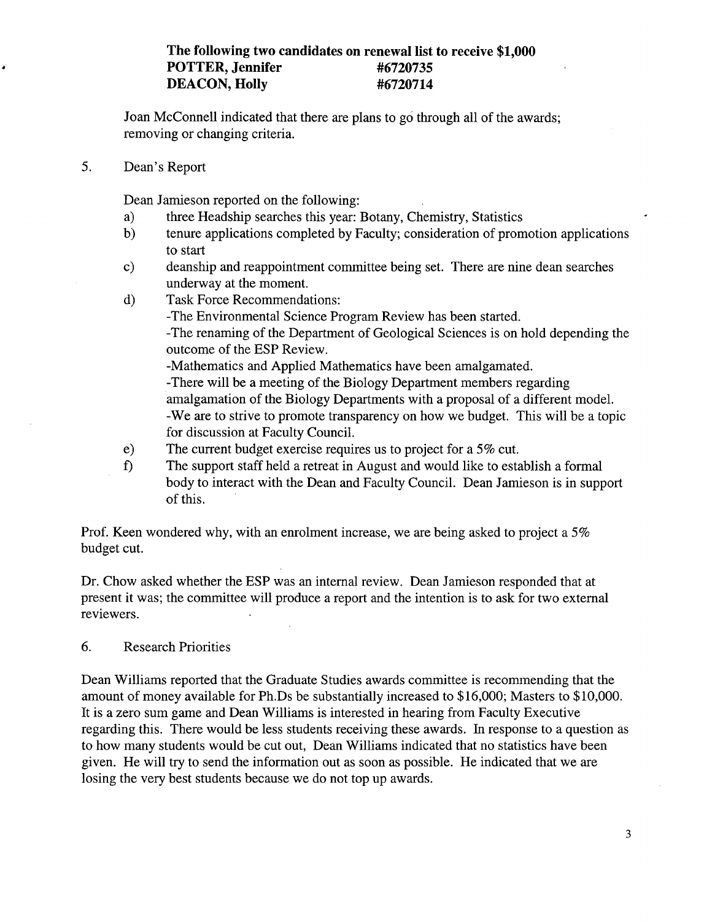**The following two candidates on renewal list to receive $1,000**
**POTTER, Jennifer #6720735**
**DEACON, Holly #6720714**

Joan McConnell indicated that there are plans to go through all of the awards; removing or changing criteria.

5. Dean's Report

Dean Jamieson reported on the following:

a) three Headship searches this year: Botany, Chemistry, Statistics
b) tenure applications completed by Faculty; consideration of promotion applications to start
c) deanship and reappointment committee being set. There are nine dean searches underway at the moment.
d) Task Force Recommendations:
   -The Environmental Science Program Review has been started.
   -The renaming of the Department of Geological Sciences is on hold depending the outcome of the ESP Review.
   -Mathematics and Applied Mathematics have been amalgamated.
   -There will be a meeting of the Biology Department members regarding amalgamation of the Biology Departments with a proposal of a different model.
   -We are to strive to promote transparency on how we budget. This will be a topic for discussion at Faculty Council.
e) The current budget exercise requires us to project for a 5% cut.
f) The support staff held a retreat in August and would like to establish a formal body to interact with the Dean and Faculty Council. Dean Jamieson is in support of this.

Prof. Keen wondered why, with an enrolment increase, we are being asked to project a 5% budget cut.

Dr. Chow asked whether the ESP was an internal review. Dean Jamieson responded that at present it was; the committee will produce a report and the intention is to ask for two external reviewers.

6. Research Priorities

Dean Williams reported that the Graduate Studies awards committee is recommending that the amount of money available for Ph.Ds be substantially increased to $16,000; Masters to $10,000. It is a zero sum game and Dean Williams is interested in hearing from Faculty Executive regarding this. There would be less students receiving these awards. In response to a question as to how many students would be cut out, Dean Williams indicated that no statistics have been given. He will try to send the information out as soon as possible. He indicated that we are losing the very best students because we do not top up awards.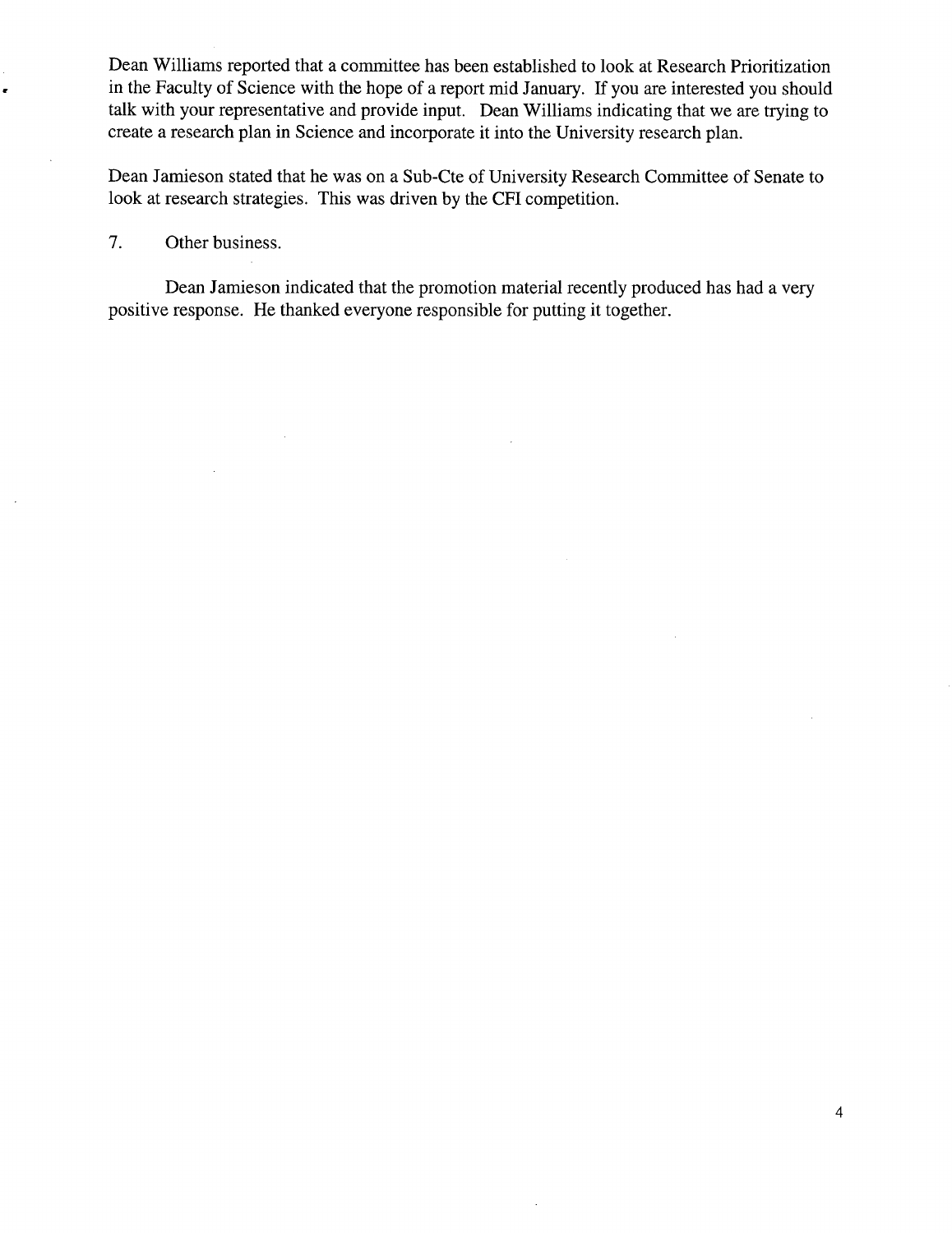Dean Williams reported that a committee has been established to look at Research Prioritization in the Faculty of Science with the hope of a report mid January. If you are interested you should talk with your representative and provide input. Dean Williams indicating that we are trying to create a research plan in Science and incorporate it into the University research plan.

Dean Jamieson stated that he was on a Sub-Cte of University Research Committee of Senate to look at research strategies. This was driven by the CFI competition.

7. Other business.

Dean Jamieson indicated that the promotion material recently produced has had a very positive response. He thanked everyone responsible for putting it together.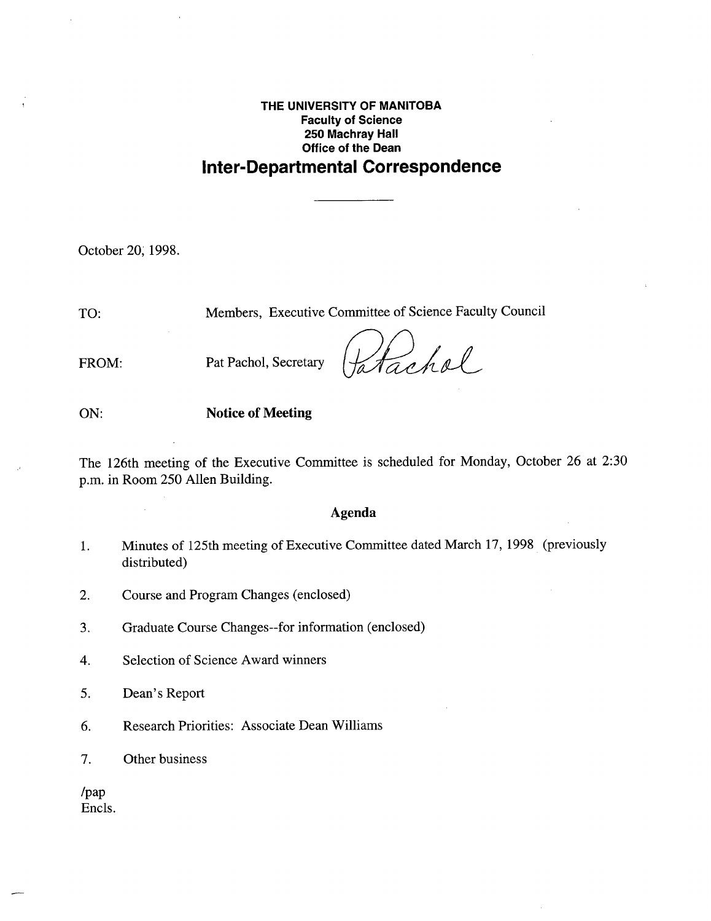**THE UNIVERSITY OF MANITOBA**
**Faculty of Science**
**250 Machray Hall**
**Office of the Dean**

# Inter-Departmental Correspondence

October 20, 1998.

TO: Members, Executive Committee of Science Faculty Council

FROM: Pat Pachol, Secretary *Pat Pachol*

ON: **Notice of Meeting**

The 126th meeting of the Executive Committee is scheduled for Monday, October 26 at 2:30 p.m. in Room 250 Allen Building.

## Agenda

1. Minutes of 125th meeting of Executive Committee dated March 17, 1998 (previously distributed)
2. Course and Program Changes (enclosed)
3. Graduate Course Changes--for information (enclosed)
4. Selection of Science Award winners
5. Dean's Report
6. Research Priorities: Associate Dean Williams
7. Other business

/pap
Encls.